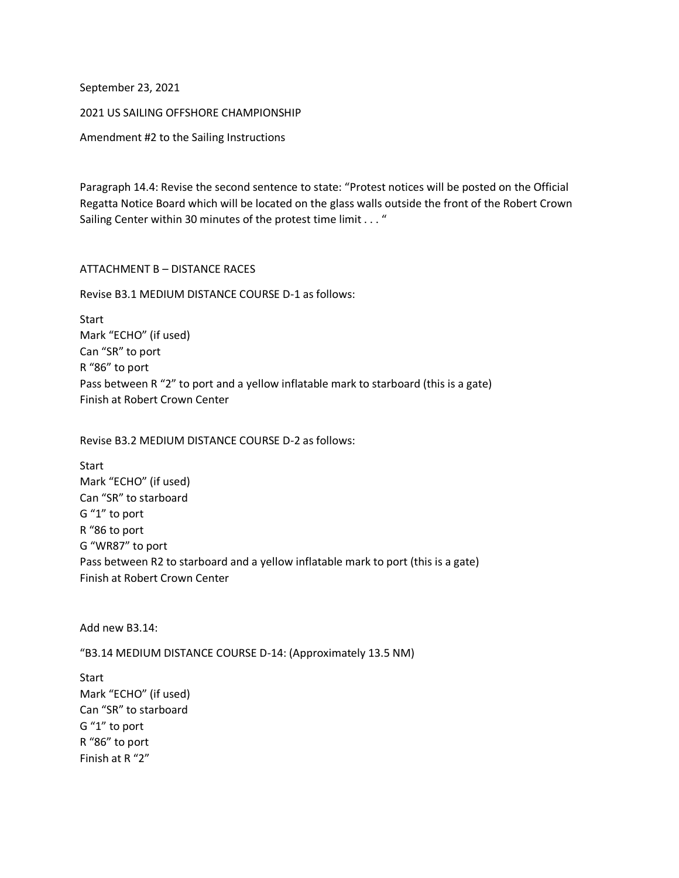September 23, 2021

2021 US SAILING OFFSHORE CHAMPIONSHIP

Amendment #2 to the Sailing Instructions

Paragraph 14.4: Revise the second sentence to state: "Protest notices will be posted on the Official Regatta Notice Board which will be located on the glass walls outside the front of the Robert Crown Sailing Center within 30 minutes of the protest time limit . . . "

ATTACHMENT B – DISTANCE RACES

Revise B3.1 MEDIUM DISTANCE COURSE D-1 as follows:

Start
Mark "ECHO" (if used)
Can "SR" to port
R "86" to port
Pass between R "2" to port and a yellow inflatable mark to starboard (this is a gate)
Finish at Robert Crown Center

Revise B3.2 MEDIUM DISTANCE COURSE D-2 as follows:

Start
Mark "ECHO" (if used)
Can "SR" to starboard
G "1" to port
R "86 to port
G "WR87" to port
Pass between R2 to starboard and a yellow inflatable mark to port (this is a gate)
Finish at Robert Crown Center

Add new B3.14:

"B3.14 MEDIUM DISTANCE COURSE D-14: (Approximately 13.5 NM)

Start
Mark "ECHO" (if used)
Can "SR" to starboard
G "1" to port
R "86" to port
Finish at R "2"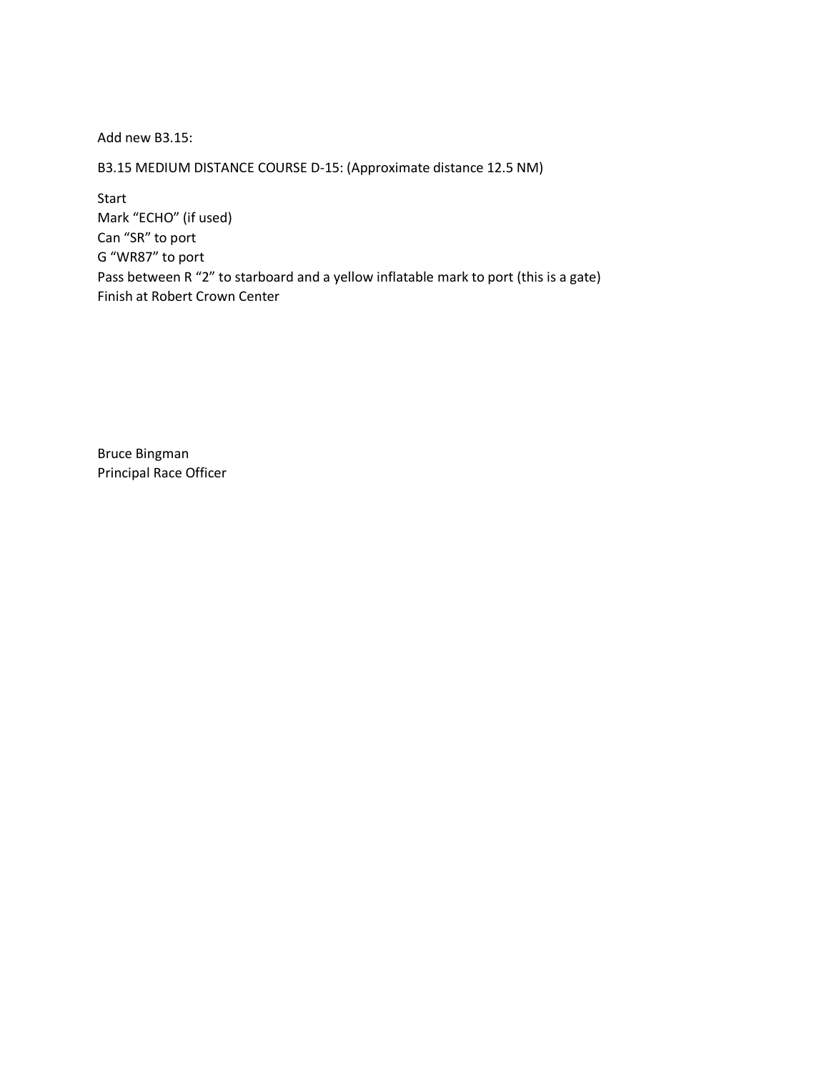Add new B3.15:

B3.15 MEDIUM DISTANCE COURSE D-15: (Approximate distance 12.5 NM)

Start
Mark "ECHO" (if used)
Can "SR" to port
G "WR87" to port
Pass between R "2" to starboard and a yellow inflatable mark to port (this is a gate)
Finish at Robert Crown Center

Bruce Bingman
Principal Race Officer